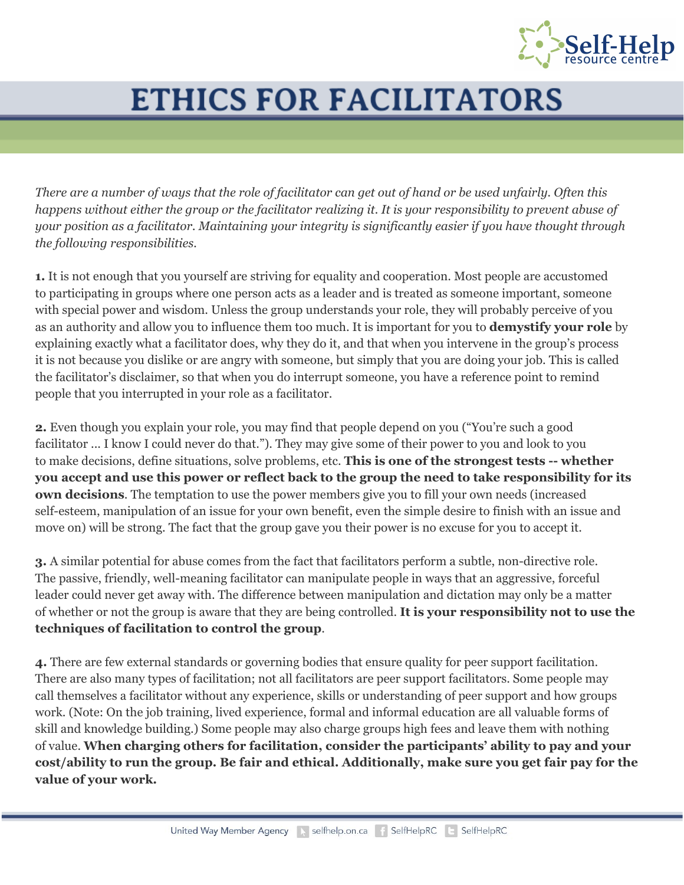# ETHICS FOR FACILITATORS

*There are a number of ways that the role of facilitator can get out of hand or be used unfairly. Often this happens without either the group or the facilitator realizing it. It is your responsibility to prevent abuse of your position as a facilitator. Maintaining your integrity is significantly easier if you have thought through the following responsibilities.*

**1.** It is not enough that you yourself are striving for equality and cooperation. Most people are accustomed to participating in groups where one person acts as a leader and is treated as someone important, someone with special power and wisdom. Unless the group understands your role, they will probably perceive of you as an authority and allow you to influence them too much. It is important for you to **demystify your role** by explaining exactly what a facilitator does, why they do it, and that when you intervene in the group's process it is not because you dislike or are angry with someone, but simply that you are doing your job. This is called the facilitator's disclaimer, so that when you do interrupt someone, you have a reference point to remind people that you interrupted in your role as a facilitator.

**2.** Even though you explain your role, you may find that people depend on you ("You're such a good facilitator ... I know I could never do that."). They may give some of their power to you and look to you to make decisions, define situations, solve problems, etc. **This is one of the strongest tests -- whether you accept and use this power or reflect back to the group the need to take responsibility for its own decisions**. The temptation to use the power members give you to fill your own needs (increased self-esteem, manipulation of an issue for your own benefit, even the simple desire to finish with an issue and move on) will be strong. The fact that the group gave you their power is no excuse for you to accept it.

**3.** A similar potential for abuse comes from the fact that facilitators perform a subtle, non-directive role. The passive, friendly, well-meaning facilitator can manipulate people in ways that an aggressive, forceful leader could never get away with. The difference between manipulation and dictation may only be a matter of whether or not the group is aware that they are being controlled. **It is your responsibility not to use the techniques of facilitation to control the group**.

**4.** There are few external standards or governing bodies that ensure quality for peer support facilitation. There are also many types of facilitation; not all facilitators are peer support facilitators. Some people may call themselves a facilitator without any experience, skills or understanding of peer support and how groups work. (Note: On the job training, lived experience, formal and informal education are all valuable forms of skill and knowledge building.) Some people may also charge groups high fees and leave them with nothing of value. **When charging others for facilitation, consider the participants' ability to pay and your cost/ability to run the group. Be fair and ethical. Additionally, make sure you get fair pay for the value of your work.**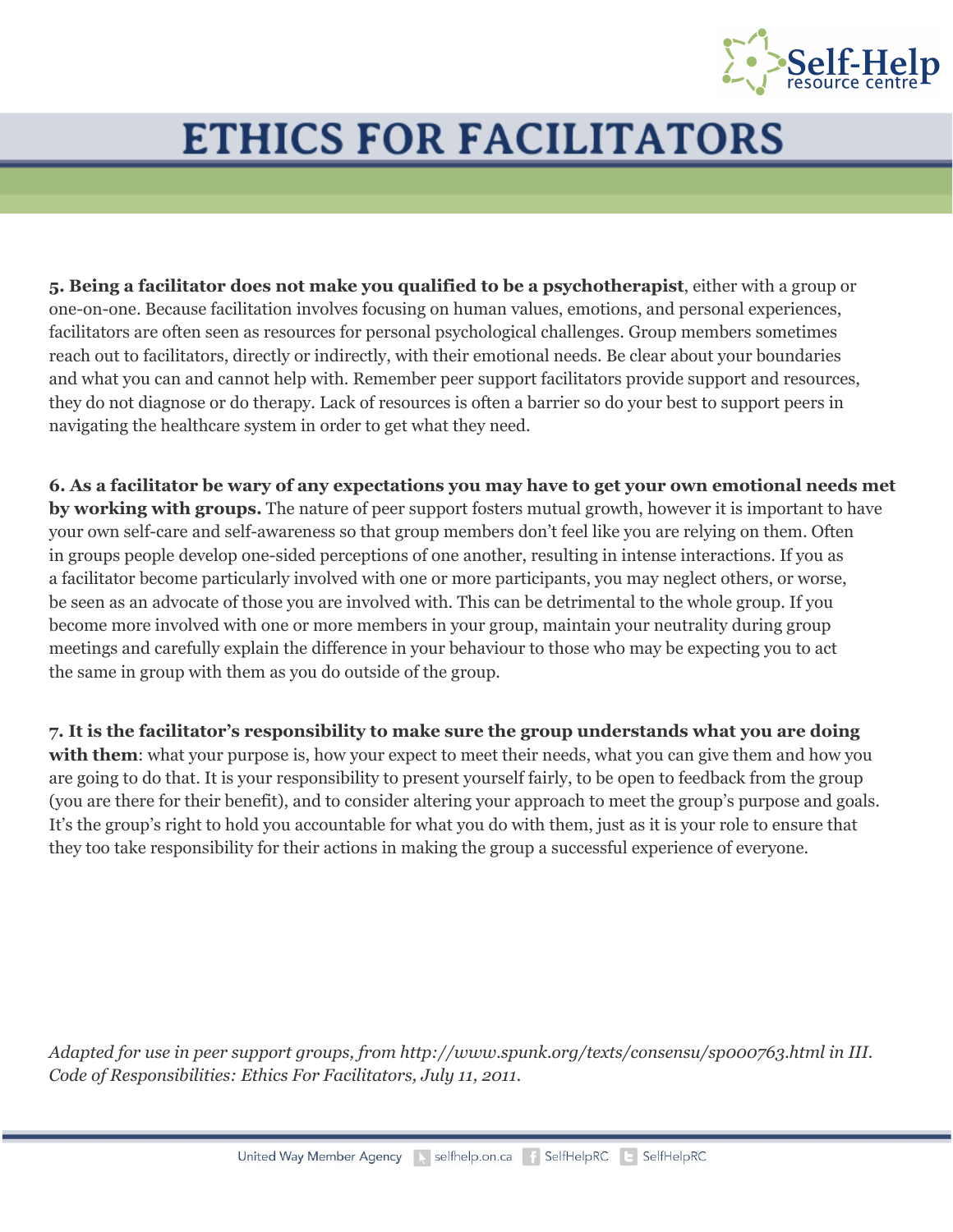# ETHICS FOR FACILITATORS

**5. Being a facilitator does not make you qualified to be a psychotherapist**, either with a group or one-on-one. Because facilitation involves focusing on human values, emotions, and personal experiences, facilitators are often seen as resources for personal psychological challenges. Group members sometimes reach out to facilitators, directly or indirectly, with their emotional needs. Be clear about your boundaries and what you can and cannot help with. Remember peer support facilitators provide support and resources, they do not diagnose or do therapy. Lack of resources is often a barrier so do your best to support peers in navigating the healthcare system in order to get what they need.

**6. As a facilitator be wary of any expectations you may have to get your own emotional needs met by working with groups.** The nature of peer support fosters mutual growth, however it is important to have your own self-care and self-awareness so that group members don't feel like you are relying on them. Often in groups people develop one-sided perceptions of one another, resulting in intense interactions. If you as a facilitator become particularly involved with one or more participants, you may neglect others, or worse, be seen as an advocate of those you are involved with. This can be detrimental to the whole group. If you become more involved with one or more members in your group, maintain your neutrality during group meetings and carefully explain the difference in your behaviour to those who may be expecting you to act the same in group with them as you do outside of the group.

**7. It is the facilitator's responsibility to make sure the group understands what you are doing with them**: what your purpose is, how your expect to meet their needs, what you can give them and how you are going to do that. It is your responsibility to present yourself fairly, to be open to feedback from the group (you are there for their benefit), and to consider altering your approach to meet the group's purpose and goals. It's the group's right to hold you accountable for what you do with them, just as it is your role to ensure that they too take responsibility for their actions in making the group a successful experience of everyone.

*Adapted for use in peer support groups, from http://www.spunk.org/texts/consensu/sp000763.html in III. Code of Responsibilities: Ethics For Facilitators, July 11, 2011.*